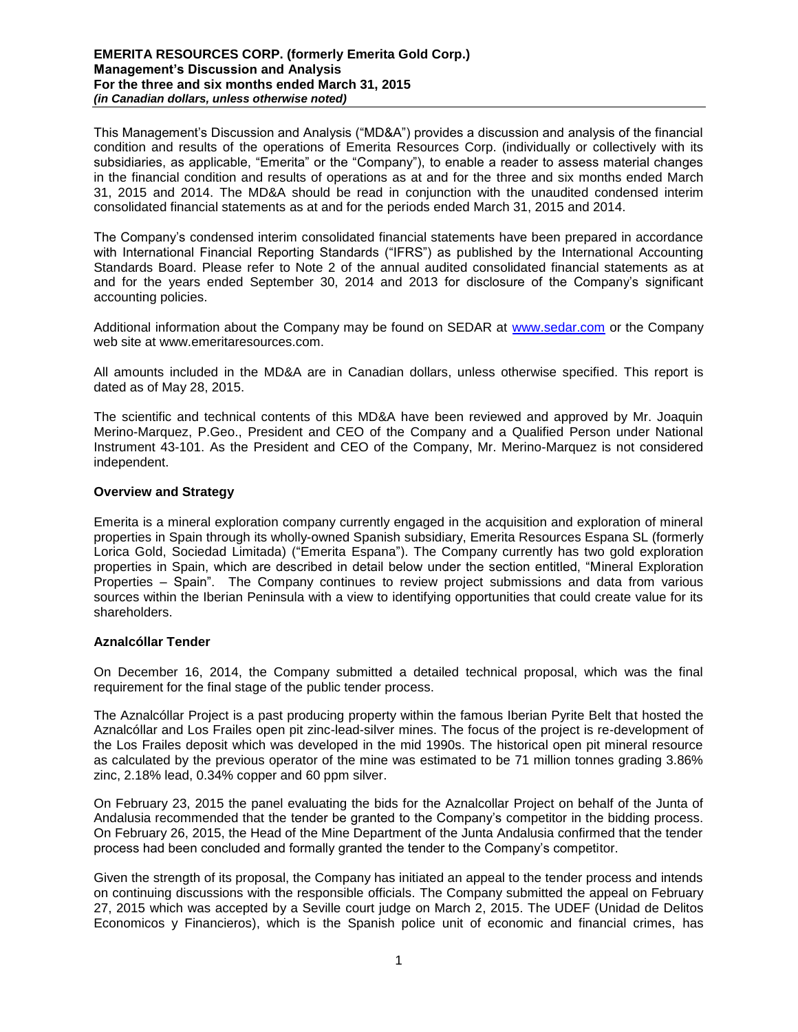This Management's Discussion and Analysis ("MD&A") provides a discussion and analysis of the financial condition and results of the operations of Emerita Resources Corp. (individually or collectively with its subsidiaries, as applicable, "Emerita" or the "Company"), to enable a reader to assess material changes in the financial condition and results of operations as at and for the three and six months ended March 31, 2015 and 2014. The MD&A should be read in conjunction with the unaudited condensed interim consolidated financial statements as at and for the periods ended March 31, 2015 and 2014.

The Company's condensed interim consolidated financial statements have been prepared in accordance with International Financial Reporting Standards ("IFRS") as published by the International Accounting Standards Board. Please refer to Note 2 of the annual audited consolidated financial statements as at and for the years ended September 30, 2014 and 2013 for disclosure of the Company's significant accounting policies.

Additional information about the Company may be found on SEDAR at www.sedar.com or the Company web site at www.emeritaresources.com.

All amounts included in the MD&A are in Canadian dollars, unless otherwise specified. This report is dated as of May 28, 2015.

The scientific and technical contents of this MD&A have been reviewed and approved by Mr. Joaquin Merino-Marquez, P.Geo., President and CEO of the Company and a Qualified Person under National Instrument 43-101. As the President and CEO of the Company, Mr. Merino-Marquez is not considered independent.

**Overview and Strategy**

Emerita is a mineral exploration company currently engaged in the acquisition and exploration of mineral properties in Spain through its wholly-owned Spanish subsidiary, Emerita Resources Espana SL (formerly Lorica Gold, Sociedad Limitada) ("Emerita Espana"). The Company currently has two gold exploration properties in Spain, which are described in detail below under the section entitled, "Mineral Exploration Properties – Spain". The Company continues to review project submissions and data from various sources within the Iberian Peninsula with a view to identifying opportunities that could create value for its shareholders.

**Aznalcóllar Tender**

On December 16, 2014, the Company submitted a detailed technical proposal, which was the final requirement for the final stage of the public tender process.

The Aznalcóllar Project is a past producing property within the famous Iberian Pyrite Belt that hosted the Aznalcóllar and Los Frailes open pit zinc-lead-silver mines. The focus of the project is re-development of the Los Frailes deposit which was developed in the mid 1990s. The historical open pit mineral resource as calculated by the previous operator of the mine was estimated to be 71 million tonnes grading 3.86% zinc, 2.18% lead, 0.34% copper and 60 ppm silver.

On February 23, 2015 the panel evaluating the bids for the Aznalcollar Project on behalf of the Junta of Andalusia recommended that the tender be granted to the Company's competitor in the bidding process. On February 26, 2015, the Head of the Mine Department of the Junta Andalusia confirmed that the tender process had been concluded and formally granted the tender to the Company's competitor.

Given the strength of its proposal, the Company has initiated an appeal to the tender process and intends on continuing discussions with the responsible officials. The Company submitted the appeal on February 27, 2015 which was accepted by a Seville court judge on March 2, 2015. The UDEF (Unidad de Delitos Economicos y Financieros), which is the Spanish police unit of economic and financial crimes, has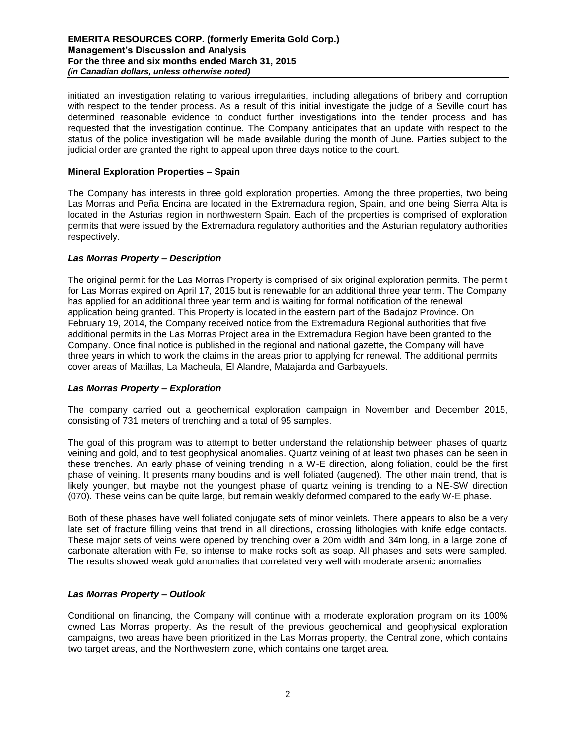initiated an investigation relating to various irregularities, including allegations of bribery and corruption with respect to the tender process. As a result of this initial investigate the judge of a Seville court has determined reasonable evidence to conduct further investigations into the tender process and has requested that the investigation continue. The Company anticipates that an update with respect to the status of the police investigation will be made available during the month of June. Parties subject to the judicial order are granted the right to appeal upon three days notice to the court.

**Mineral Exploration Properties – Spain**

The Company has interests in three gold exploration properties. Among the three properties, two being Las Morras and Peña Encina are located in the Extremadura region, Spain, and one being Sierra Alta is located in the Asturias region in northwestern Spain. Each of the properties is comprised of exploration permits that were issued by the Extremadura regulatory authorities and the Asturian regulatory authorities respectively.

***Las Morras Property – Description***

The original permit for the Las Morras Property is comprised of six original exploration permits. The permit for Las Morras expired on April 17, 2015 but is renewable for an additional three year term. The Company has applied for an additional three year term and is waiting for formal notification of the renewal application being granted. This Property is located in the eastern part of the Badajoz Province. On February 19, 2014, the Company received notice from the Extremadura Regional authorities that five additional permits in the Las Morras Project area in the Extremadura Region have been granted to the Company. Once final notice is published in the regional and national gazette, the Company will have three years in which to work the claims in the areas prior to applying for renewal. The additional permits cover areas of Matillas, La Macheula, El Alandre, Matajarda and Garbayuels.

***Las Morras Property – Exploration***

The company carried out a geochemical exploration campaign in November and December 2015, consisting of 731 meters of trenching and a total of 95 samples.

The goal of this program was to attempt to better understand the relationship between phases of quartz veining and gold, and to test geophysical anomalies. Quartz veining of at least two phases can be seen in these trenches. An early phase of veining trending in a W-E direction, along foliation, could be the first phase of veining. It presents many boudins and is well foliated (augened). The other main trend, that is likely younger, but maybe not the youngest phase of quartz veining is trending to a NE-SW direction (070). These veins can be quite large, but remain weakly deformed compared to the early W-E phase.

Both of these phases have well foliated conjugate sets of minor veinlets. There appears to also be a very late set of fracture filling veins that trend in all directions, crossing lithologies with knife edge contacts. These major sets of veins were opened by trenching over a 20m width and 34m long, in a large zone of carbonate alteration with Fe, so intense to make rocks soft as soap. All phases and sets were sampled. The results showed weak gold anomalies that correlated very well with moderate arsenic anomalies

***Las Morras Property – Outlook***

Conditional on financing, the Company will continue with a moderate exploration program on its 100% owned Las Morras property. As the result of the previous geochemical and geophysical exploration campaigns, two areas have been prioritized in the Las Morras property, the Central zone, which contains two target areas, and the Northwestern zone, which contains one target area.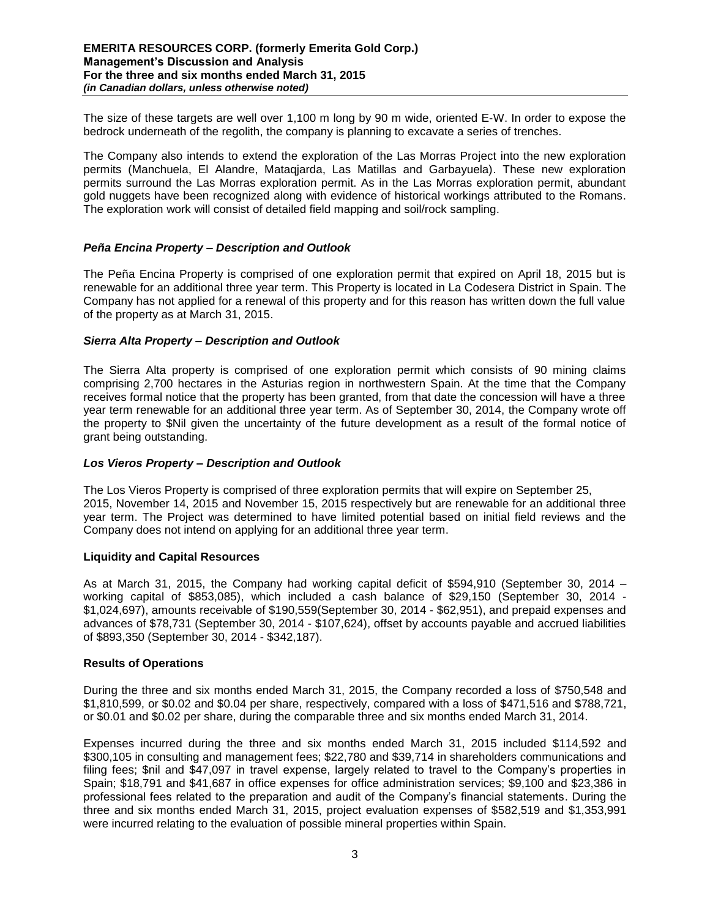The size of these targets are well over 1,100 m long by 90 m wide, oriented E-W. In order to expose the bedrock underneath of the regolith, the company is planning to excavate a series of trenches.

The Company also intends to extend the exploration of the Las Morras Project into the new exploration permits (Manchuela, El Alandre, Mataqjarda, Las Matillas and Garbayuela). These new exploration permits surround the Las Morras exploration permit. As in the Las Morras exploration permit, abundant gold nuggets have been recognized along with evidence of historical workings attributed to the Romans. The exploration work will consist of detailed field mapping and soil/rock sampling.

### *Peña Encina Property – Description and Outlook*

The Peña Encina Property is comprised of one exploration permit that expired on April 18, 2015 but is renewable for an additional three year term. This Property is located in La Codesera District in Spain. The Company has not applied for a renewal of this property and for this reason has written down the full value of the property as at March 31, 2015.

### *Sierra Alta Property – Description and Outlook*

The Sierra Alta property is comprised of one exploration permit which consists of 90 mining claims comprising 2,700 hectares in the Asturias region in northwestern Spain. At the time that the Company receives formal notice that the property has been granted, from that date the concession will have a three year term renewable for an additional three year term. As of September 30, 2014, the Company wrote off the property to $Nil given the uncertainty of the future development as a result of the formal notice of grant being outstanding.

### *Los Vieros Property – Description and Outlook*

The Los Vieros Property is comprised of three exploration permits that will expire on September 25, 2015, November 14, 2015 and November 15, 2015 respectively but are renewable for an additional three year term. The Project was determined to have limited potential based on initial field reviews and the Company does not intend on applying for an additional three year term.

## **Liquidity and Capital Resources**

As at March 31, 2015, the Company had working capital deficit of $594,910 (September 30, 2014 – working capital of $853,085), which included a cash balance of $29,150 (September 30, 2014 - $1,024,697), amounts receivable of $190,559(September 30, 2014 - $62,951), and prepaid expenses and advances of $78,731 (September 30, 2014 - $107,624), offset by accounts payable and accrued liabilities of $893,350 (September 30, 2014 - $342,187).

## **Results of Operations**

During the three and six months ended March 31, 2015, the Company recorded a loss of $750,548 and $1,810,599, or $0.02 and $0.04 per share, respectively, compared with a loss of $471,516 and $788,721, or $0.01 and $0.02 per share, during the comparable three and six months ended March 31, 2014.

Expenses incurred during the three and six months ended March 31, 2015 included $114,592 and $300,105 in consulting and management fees; $22,780 and $39,714 in shareholders communications and filing fees; $nil and $47,097 in travel expense, largely related to travel to the Company's properties in Spain; $18,791 and $41,687 in office expenses for office administration services; $9,100 and $23,386 in professional fees related to the preparation and audit of the Company's financial statements. During the three and six months ended March 31, 2015, project evaluation expenses of $582,519 and $1,353,991 were incurred relating to the evaluation of possible mineral properties within Spain.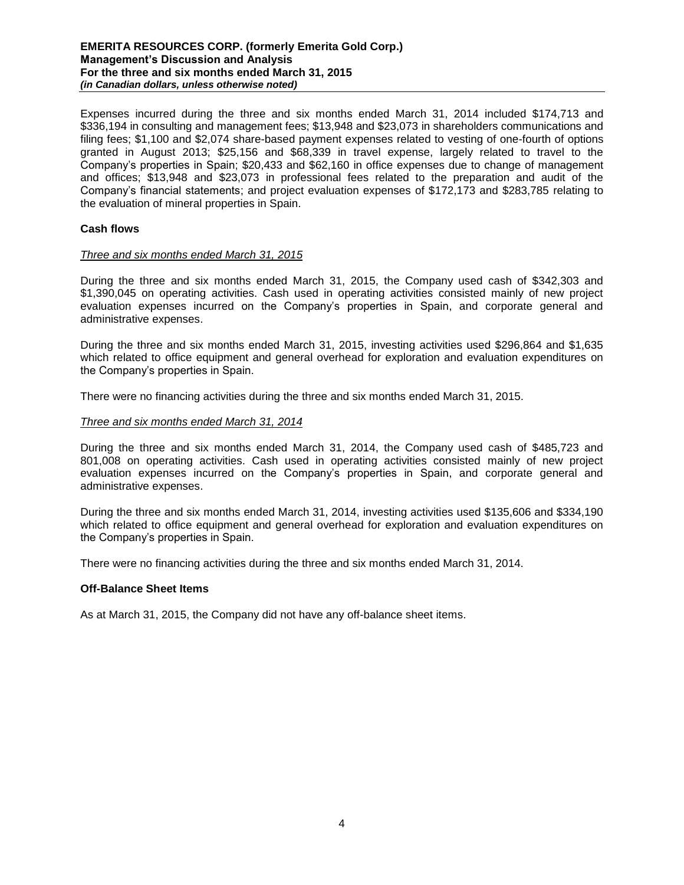Expenses incurred during the three and six months ended March 31, 2014 included $174,713 and $336,194 in consulting and management fees; $13,948 and $23,073 in shareholders communications and filing fees; $1,100 and $2,074 share-based payment expenses related to vesting of one-fourth of options granted in August 2013; $25,156 and $68,339 in travel expense, largely related to travel to the Company's properties in Spain; $20,433 and $62,160 in office expenses due to change of management and offices; $13,948 and $23,073 in professional fees related to the preparation and audit of the Company's financial statements; and project evaluation expenses of $172,173 and $283,785 relating to the evaluation of mineral properties in Spain.

**Cash flows**

*Three and six months ended March 31, 2015*

During the three and six months ended March 31, 2015, the Company used cash of $342,303 and $1,390,045 on operating activities. Cash used in operating activities consisted mainly of new project evaluation expenses incurred on the Company's properties in Spain, and corporate general and administrative expenses.

During the three and six months ended March 31, 2015, investing activities used $296,864 and $1,635 which related to office equipment and general overhead for exploration and evaluation expenditures on the Company's properties in Spain.

There were no financing activities during the three and six months ended March 31, 2015.

*Three and six months ended March 31, 2014*

During the three and six months ended March 31, 2014, the Company used cash of $485,723 and 801,008 on operating activities. Cash used in operating activities consisted mainly of new project evaluation expenses incurred on the Company's properties in Spain, and corporate general and administrative expenses.

During the three and six months ended March 31, 2014, investing activities used $135,606 and $334,190 which related to office equipment and general overhead for exploration and evaluation expenditures on the Company's properties in Spain.

There were no financing activities during the three and six months ended March 31, 2014.

**Off-Balance Sheet Items**

As at March 31, 2015, the Company did not have any off-balance sheet items.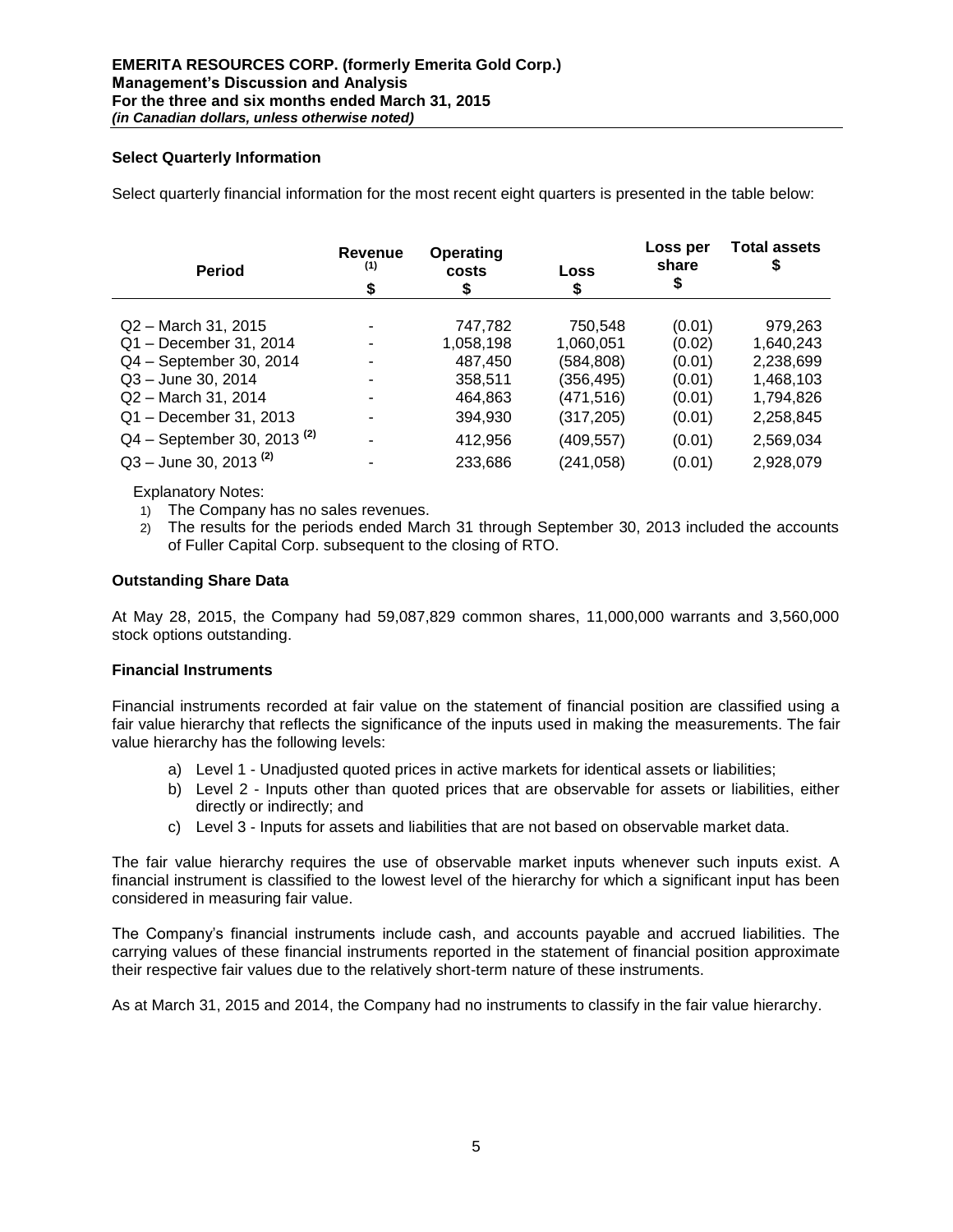### Select Quarterly Information

Select quarterly financial information for the most recent eight quarters is presented in the table below:

| Period | Revenue [(1)] $ | Operating costs $ | Loss $ | Loss per share $ | Total assets $ |
|---|---|---|---|---|---|
| Q2 – March 31, 2015 | - | 747,782 | 750,548 | (0.01) | 979,263 |
| Q1 – December 31, 2014 | - | 1,058,198 | 1,060,051 | (0.02) | 1,640,243 |
| Q4 – September 30, 2014 | - | 487,450 | (584,808) | (0.01) | 2,238,699 |
| Q3 – June 30, 2014 | - | 358,511 | (356,495) | (0.01) | 1,468,103 |
| Q2 – March 31, 2014 | - | 464,863 | (471,516) | (0.01) | 1,794,826 |
| Q1 – December 31, 2013 | - | 394,930 | (317,205) | (0.01) | 2,258,845 |
| Q4 – September 30, 2013 [(2)] | - | 412,956 | (409,557) | (0.01) | 2,569,034 |
| Q3 – June 30, 2013 [(2)] | - | 233,686 | (241,058) | (0.01) | 2,928,079 |

Explanatory Notes:

1) The Company has no sales revenues.
2) The results for the periods ended March 31 through September 30, 2013 included the accounts of Fuller Capital Corp. subsequent to the closing of RTO.

### Outstanding Share Data

At May 28, 2015, the Company had 59,087,829 common shares, 11,000,000 warrants and 3,560,000 stock options outstanding.

### Financial Instruments

Financial instruments recorded at fair value on the statement of financial position are classified using a fair value hierarchy that reflects the significance of the inputs used in making the measurements. The fair value hierarchy has the following levels:

a) Level 1 - Unadjusted quoted prices in active markets for identical assets or liabilities;
b) Level 2 - Inputs other than quoted prices that are observable for assets or liabilities, either directly or indirectly; and
c) Level 3 - Inputs for assets and liabilities that are not based on observable market data.

The fair value hierarchy requires the use of observable market inputs whenever such inputs exist. A financial instrument is classified to the lowest level of the hierarchy for which a significant input has been considered in measuring fair value.

The Company's financial instruments include cash, and accounts payable and accrued liabilities. The carrying values of these financial instruments reported in the statement of financial position approximate their respective fair values due to the relatively short-term nature of these instruments.

As at March 31, 2015 and 2014, the Company had no instruments to classify in the fair value hierarchy.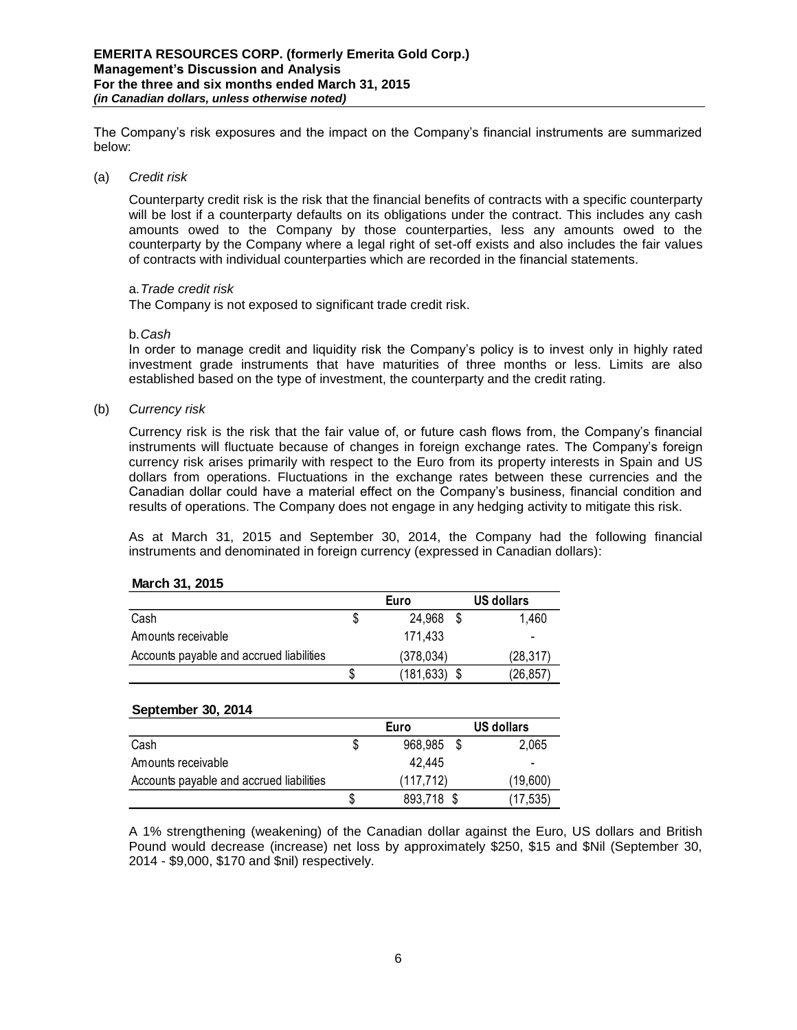The Company's risk exposures and the impact on the Company's financial instruments are summarized below:

(a) *Credit risk*

Counterparty credit risk is the risk that the financial benefits of contracts with a specific counterparty will be lost if a counterparty defaults on its obligations under the contract. This includes any cash amounts owed to the Company by those counterparties, less any amounts owed to the counterparty by the Company where a legal right of set-off exists and also includes the fair values of contracts with individual counterparties which are recorded in the financial statements.

a. *Trade credit risk*
The Company is not exposed to significant trade credit risk.

b. *Cash*
In order to manage credit and liquidity risk the Company's policy is to invest only in highly rated investment grade instruments that have maturities of three months or less. Limits are also established based on the type of investment, the counterparty and the credit rating.

(b) *Currency risk*

Currency risk is the risk that the fair value of, or future cash flows from, the Company's financial instruments will fluctuate because of changes in foreign exchange rates. The Company's foreign currency risk arises primarily with respect to the Euro from its property interests in Spain and US dollars from operations. Fluctuations in the exchange rates between these currencies and the Canadian dollar could have a material effect on the Company's business, financial condition and results of operations. The Company does not engage in any hedging activity to mitigate this risk.

As at March 31, 2015 and September 30, 2014, the Company had the following financial instruments and denominated in foreign currency (expressed in Canadian dollars):

**March 31, 2015**

| | Euro | US dollars |
|---|---|---|
| Cash | $ 24,968 | $ 1,460 |
| Amounts receivable | 171,433 | - |
| Accounts payable and accrued liabilities | (378,034) | (28,317) |
| | $ (181,633) | $ (26,857) |

**September 30, 2014**

| | Euro | US dollars |
|---|---|---|
| Cash | $ 968,985 | $ 2,065 |
| Amounts receivable | 42,445 | - |
| Accounts payable and accrued liabilities | (117,712) | (19,600) |
| | $ 893,718 | $ (17,535) |

A 1% strengthening (weakening) of the Canadian dollar against the Euro, US dollars and British Pound would decrease (increase) net loss by approximately $250, $15 and $Nil (September 30, 2014 - $9,000, $170 and $nil) respectively.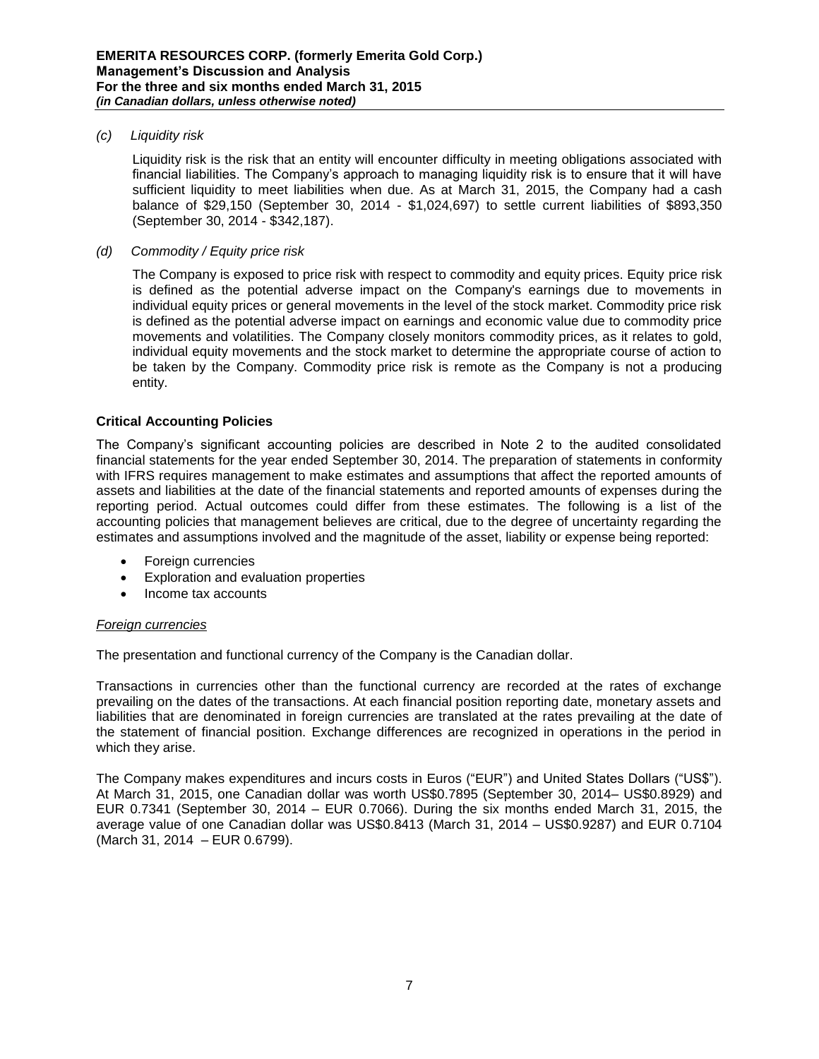*(c) Liquidity risk*

Liquidity risk is the risk that an entity will encounter difficulty in meeting obligations associated with financial liabilities. The Company's approach to managing liquidity risk is to ensure that it will have sufficient liquidity to meet liabilities when due. As at March 31, 2015, the Company had a cash balance of $29,150 (September 30, 2014 - $1,024,697) to settle current liabilities of $893,350 (September 30, 2014 - $342,187).

*(d) Commodity / Equity price risk*

The Company is exposed to price risk with respect to commodity and equity prices. Equity price risk is defined as the potential adverse impact on the Company's earnings due to movements in individual equity prices or general movements in the level of the stock market. Commodity price risk is defined as the potential adverse impact on earnings and economic value due to commodity price movements and volatilities. The Company closely monitors commodity prices, as it relates to gold, individual equity movements and the stock market to determine the appropriate course of action to be taken by the Company. Commodity price risk is remote as the Company is not a producing entity.

## Critical Accounting Policies

The Company's significant accounting policies are described in Note 2 to the audited consolidated financial statements for the year ended September 30, 2014. The preparation of statements in conformity with IFRS requires management to make estimates and assumptions that affect the reported amounts of assets and liabilities at the date of the financial statements and reported amounts of expenses during the reporting period. Actual outcomes could differ from these estimates. The following is a list of the accounting policies that management believes are critical, due to the degree of uncertainty regarding the estimates and assumptions involved and the magnitude of the asset, liability or expense being reported:

- Foreign currencies
- Exploration and evaluation properties
- Income tax accounts

*Foreign currencies*

The presentation and functional currency of the Company is the Canadian dollar.

Transactions in currencies other than the functional currency are recorded at the rates of exchange prevailing on the dates of the transactions. At each financial position reporting date, monetary assets and liabilities that are denominated in foreign currencies are translated at the rates prevailing at the date of the statement of financial position. Exchange differences are recognized in operations in the period in which they arise.

The Company makes expenditures and incurs costs in Euros ("EUR") and United States Dollars ("US$"). At March 31, 2015, one Canadian dollar was worth US$0.7895 (September 30, 2014– US$0.8929) and EUR 0.7341 (September 30, 2014 – EUR 0.7066). During the six months ended March 31, 2015, the average value of one Canadian dollar was US$0.8413 (March 31, 2014 – US$0.9287) and EUR 0.7104 (March 31, 2014 – EUR 0.6799).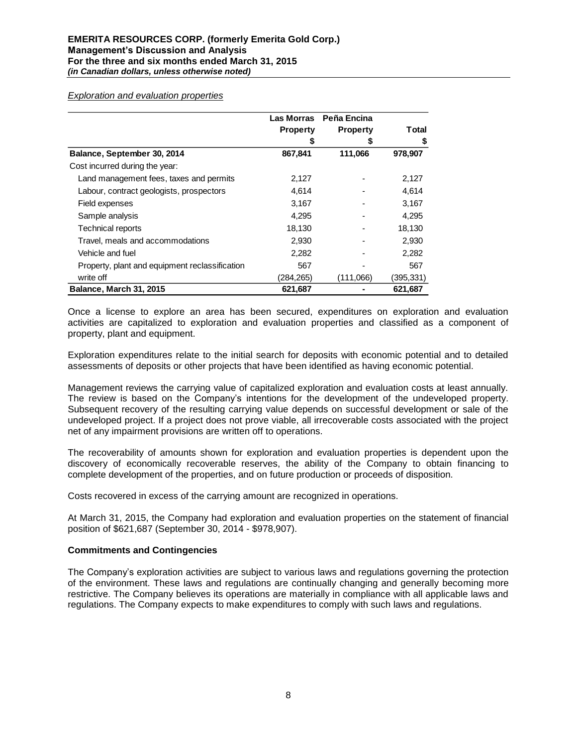*Exploration and evaluation properties*

| | Las Morras Property | Peña Encina Property | Total |
|---|---|---|---|
| | $ | $ | $ |
| **Balance, September 30, 2014** | **867,841** | **111,066** | **978,907** |
| Cost incurred during the year: | | | |
| Land management fees, taxes and permits | 2,127 | - | 2,127 |
| Labour, contract geologists, prospectors | 4,614 | - | 4,614 |
| Field expenses | 3,167 | - | 3,167 |
| Sample analysis | 4,295 | - | 4,295 |
| Technical reports | 18,130 | - | 18,130 |
| Travel, meals and accommodations | 2,930 | - | 2,930 |
| Vehicle and fuel | 2,282 | - | 2,282 |
| Property, plant and equipment reclassification | 567 | - | 567 |
| write off | (284,265) | (111,066) | (395,331) |
| **Balance, March 31, 2015** | **621,687** | **-** | **621,687** |

Once a license to explore an area has been secured, expenditures on exploration and evaluation activities are capitalized to exploration and evaluation properties and classified as a component of property, plant and equipment.

Exploration expenditures relate to the initial search for deposits with economic potential and to detailed assessments of deposits or other projects that have been identified as having economic potential.

Management reviews the carrying value of capitalized exploration and evaluation costs at least annually. The review is based on the Company's intentions for the development of the undeveloped property. Subsequent recovery of the resulting carrying value depends on successful development or sale of the undeveloped project. If a project does not prove viable, all irrecoverable costs associated with the project net of any impairment provisions are written off to operations.

The recoverability of amounts shown for exploration and evaluation properties is dependent upon the discovery of economically recoverable reserves, the ability of the Company to obtain financing to complete development of the properties, and on future production or proceeds of disposition.

Costs recovered in excess of the carrying amount are recognized in operations.

At March 31, 2015, the Company had exploration and evaluation properties on the statement of financial position of $621,687 (September 30, 2014 - $978,907).

### Commitments and Contingencies

The Company's exploration activities are subject to various laws and regulations governing the protection of the environment. These laws and regulations are continually changing and generally becoming more restrictive. The Company believes its operations are materially in compliance with all applicable laws and regulations. The Company expects to make expenditures to comply with such laws and regulations.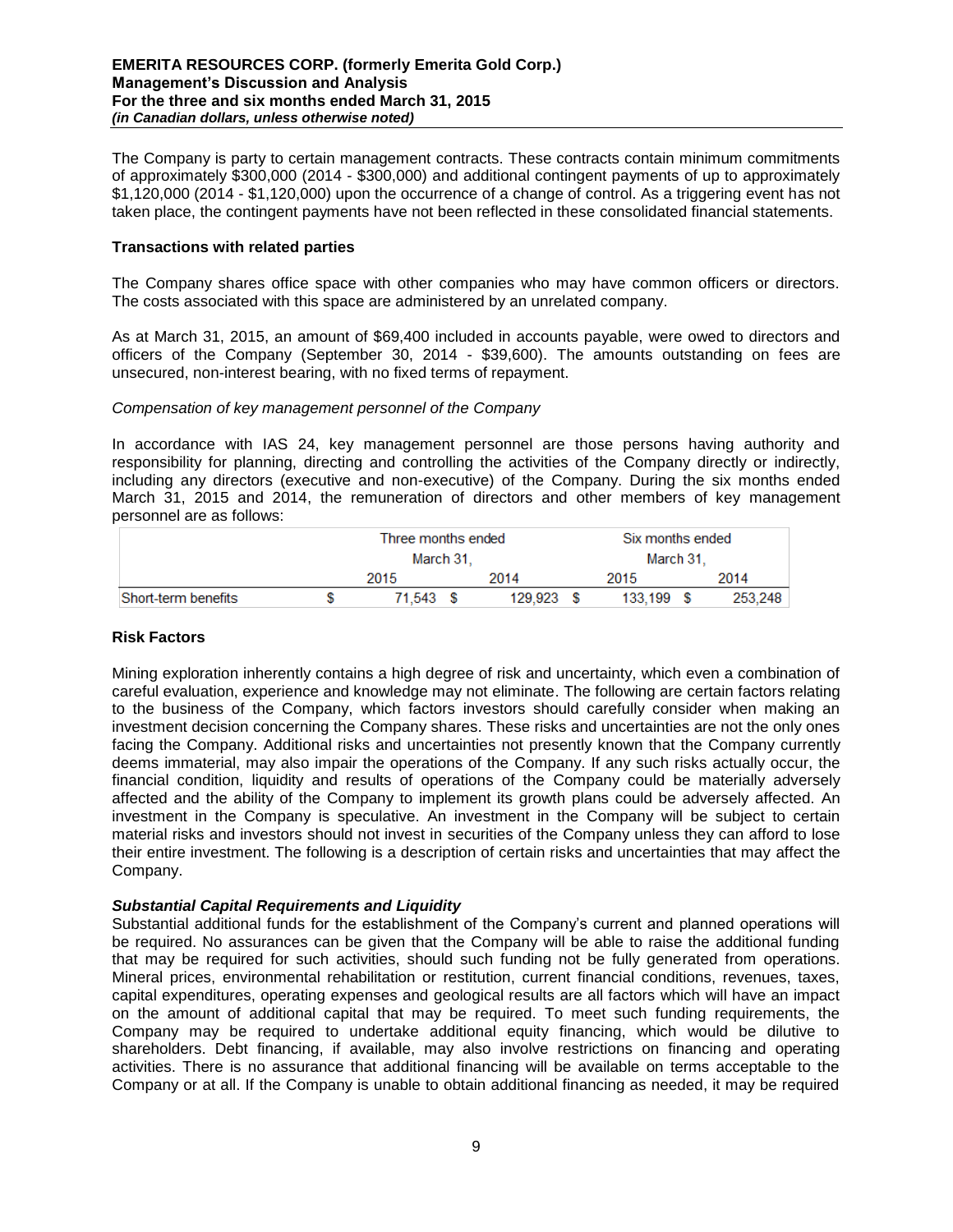The Company is party to certain management contracts. These contracts contain minimum commitments of approximately $300,000 (2014 - $300,000) and additional contingent payments of up to approximately $1,120,000 (2014 - $1,120,000) upon the occurrence of a change of control. As a triggering event has not taken place, the contingent payments have not been reflected in these consolidated financial statements.

### Transactions with related parties

The Company shares office space with other companies who may have common officers or directors. The costs associated with this space are administered by an unrelated company.

As at March 31, 2015, an amount of $69,400 included in accounts payable, were owed to directors and officers of the Company (September 30, 2014 - $39,600). The amounts outstanding on fees are unsecured, non-interest bearing, with no fixed terms of repayment.

*Compensation of key management personnel of the Company*

In accordance with IAS 24, key management personnel are those persons having authority and responsibility for planning, directing and controlling the activities of the Company directly or indirectly, including any directors (executive and non-executive) of the Company. During the six months ended March 31, 2015 and 2014, the remuneration of directors and other members of key management personnel are as follows:

| | Three months ended March 31, | | Six months ended March 31, | |
|---|---|---|---|---|
| | 2015 | 2014 | 2015 | 2014 |
| Short-term benefits | $ 71,543 | $ 129,923 | $ 133,199 | $ 253,248 |

### Risk Factors

Mining exploration inherently contains a high degree of risk and uncertainty, which even a combination of careful evaluation, experience and knowledge may not eliminate. The following are certain factors relating to the business of the Company, which factors investors should carefully consider when making an investment decision concerning the Company shares. These risks and uncertainties are not the only ones facing the Company. Additional risks and uncertainties not presently known that the Company currently deems immaterial, may also impair the operations of the Company. If any such risks actually occur, the financial condition, liquidity and results of operations of the Company could be materially adversely affected and the ability of the Company to implement its growth plans could be adversely affected. An investment in the Company is speculative. An investment in the Company will be subject to certain material risks and investors should not invest in securities of the Company unless they can afford to lose their entire investment. The following is a description of certain risks and uncertainties that may affect the Company.

***Substantial Capital Requirements and Liquidity***

Substantial additional funds for the establishment of the Company's current and planned operations will be required. No assurances can be given that the Company will be able to raise the additional funding that may be required for such activities, should such funding not be fully generated from operations. Mineral prices, environmental rehabilitation or restitution, current financial conditions, revenues, taxes, capital expenditures, operating expenses and geological results are all factors which will have an impact on the amount of additional capital that may be required. To meet such funding requirements, the Company may be required to undertake additional equity financing, which would be dilutive to shareholders. Debt financing, if available, may also involve restrictions on financing and operating activities. There is no assurance that additional financing will be available on terms acceptable to the Company or at all. If the Company is unable to obtain additional financing as needed, it may be required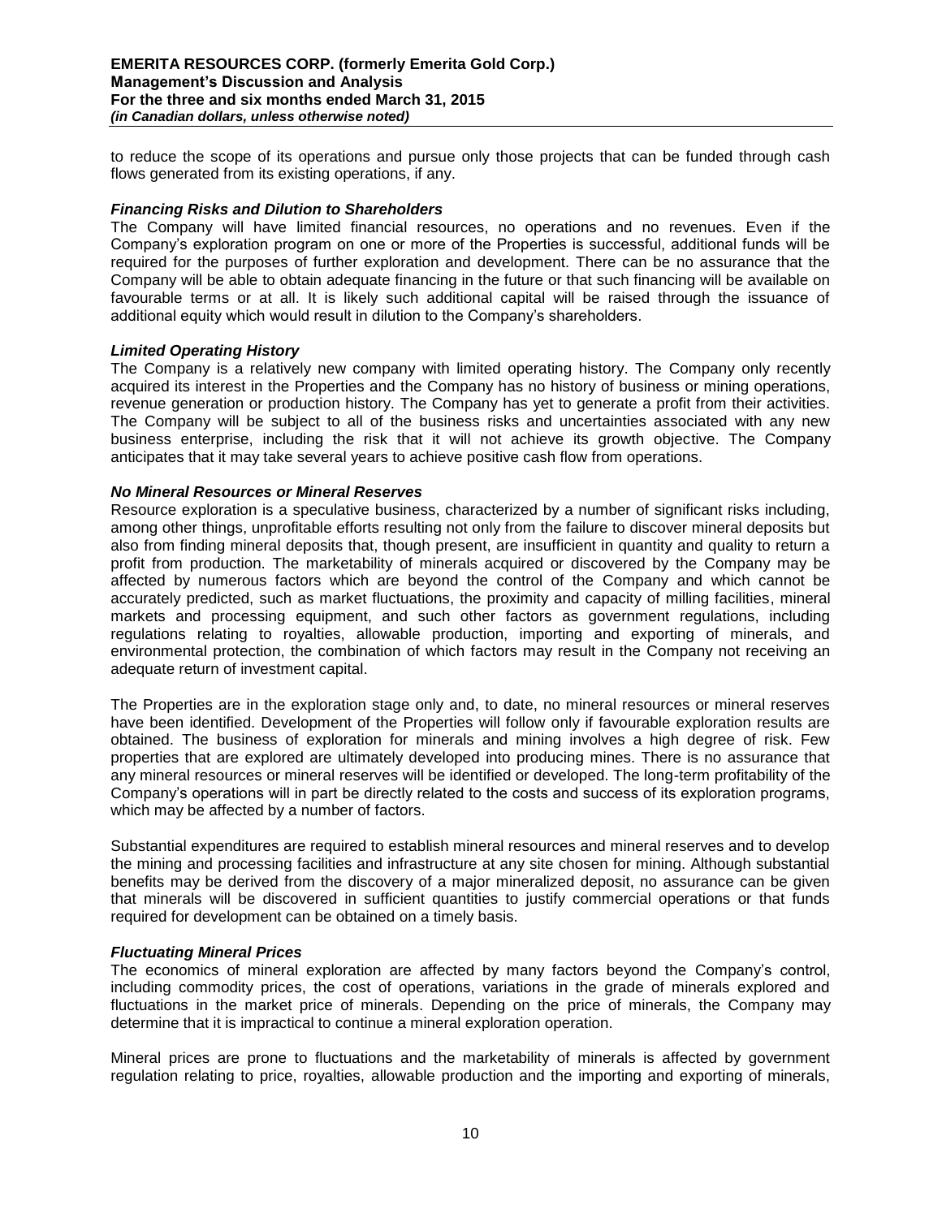to reduce the scope of its operations and pursue only those projects that can be funded through cash flows generated from its existing operations, if any.

***Financing Risks and Dilution to Shareholders***

The Company will have limited financial resources, no operations and no revenues. Even if the Company's exploration program on one or more of the Properties is successful, additional funds will be required for the purposes of further exploration and development. There can be no assurance that the Company will be able to obtain adequate financing in the future or that such financing will be available on favourable terms or at all. It is likely such additional capital will be raised through the issuance of additional equity which would result in dilution to the Company's shareholders.

***Limited Operating History***

The Company is a relatively new company with limited operating history. The Company only recently acquired its interest in the Properties and the Company has no history of business or mining operations, revenue generation or production history. The Company has yet to generate a profit from their activities. The Company will be subject to all of the business risks and uncertainties associated with any new business enterprise, including the risk that it will not achieve its growth objective. The Company anticipates that it may take several years to achieve positive cash flow from operations.

***No Mineral Resources or Mineral Reserves***

Resource exploration is a speculative business, characterized by a number of significant risks including, among other things, unprofitable efforts resulting not only from the failure to discover mineral deposits but also from finding mineral deposits that, though present, are insufficient in quantity and quality to return a profit from production. The marketability of minerals acquired or discovered by the Company may be affected by numerous factors which are beyond the control of the Company and which cannot be accurately predicted, such as market fluctuations, the proximity and capacity of milling facilities, mineral markets and processing equipment, and such other factors as government regulations, including regulations relating to royalties, allowable production, importing and exporting of minerals, and environmental protection, the combination of which factors may result in the Company not receiving an adequate return of investment capital.

The Properties are in the exploration stage only and, to date, no mineral resources or mineral reserves have been identified. Development of the Properties will follow only if favourable exploration results are obtained. The business of exploration for minerals and mining involves a high degree of risk. Few properties that are explored are ultimately developed into producing mines. There is no assurance that any mineral resources or mineral reserves will be identified or developed. The long-term profitability of the Company's operations will in part be directly related to the costs and success of its exploration programs, which may be affected by a number of factors.

Substantial expenditures are required to establish mineral resources and mineral reserves and to develop the mining and processing facilities and infrastructure at any site chosen for mining. Although substantial benefits may be derived from the discovery of a major mineralized deposit, no assurance can be given that minerals will be discovered in sufficient quantities to justify commercial operations or that funds required for development can be obtained on a timely basis.

***Fluctuating Mineral Prices***

The economics of mineral exploration are affected by many factors beyond the Company's control, including commodity prices, the cost of operations, variations in the grade of minerals explored and fluctuations in the market price of minerals. Depending on the price of minerals, the Company may determine that it is impractical to continue a mineral exploration operation.

Mineral prices are prone to fluctuations and the marketability of minerals is affected by government regulation relating to price, royalties, allowable production and the importing and exporting of minerals,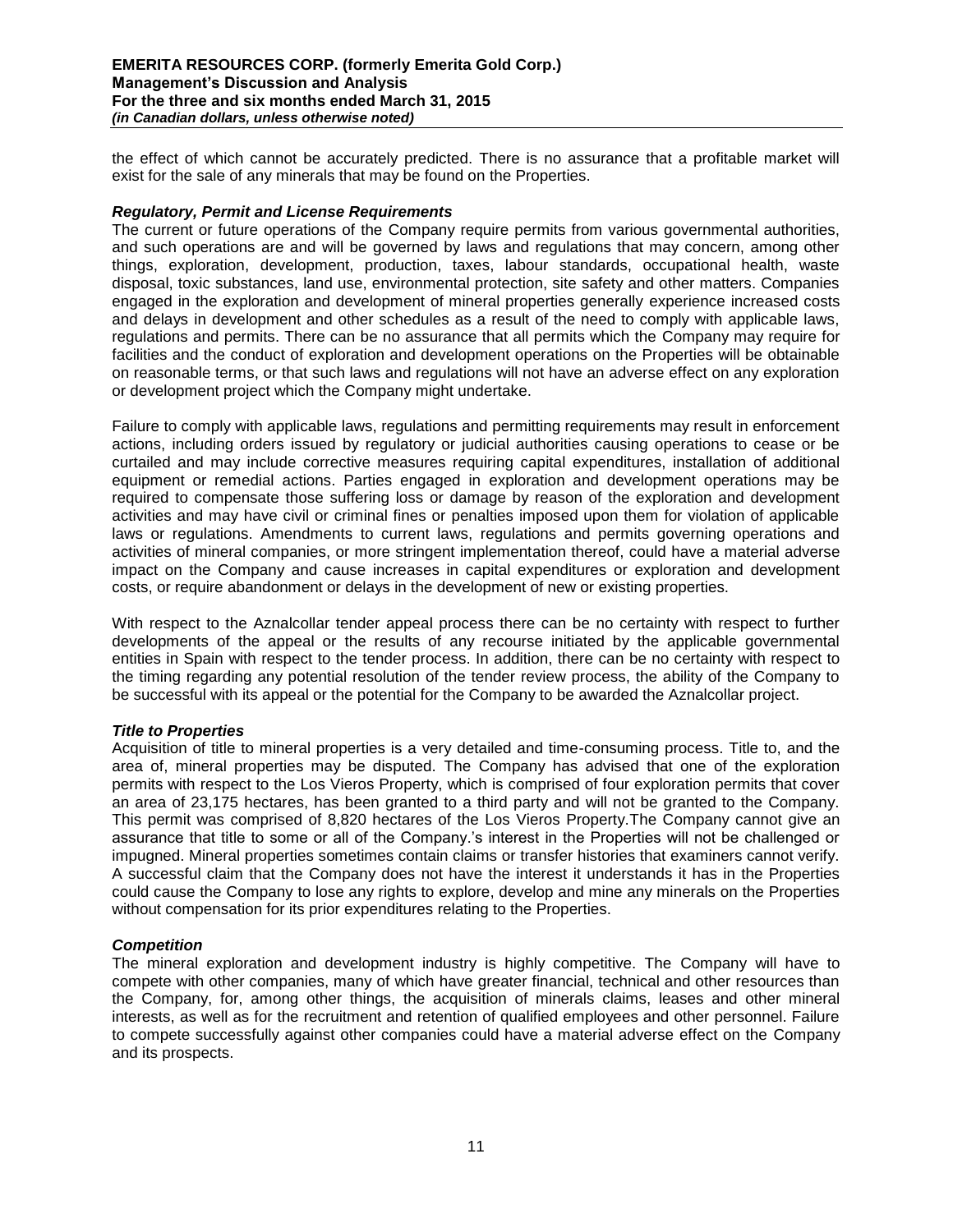the effect of which cannot be accurately predicted. There is no assurance that a profitable market will exist for the sale of any minerals that may be found on the Properties.

***Regulatory, Permit and License Requirements***

The current or future operations of the Company require permits from various governmental authorities, and such operations are and will be governed by laws and regulations that may concern, among other things, exploration, development, production, taxes, labour standards, occupational health, waste disposal, toxic substances, land use, environmental protection, site safety and other matters. Companies engaged in the exploration and development of mineral properties generally experience increased costs and delays in development and other schedules as a result of the need to comply with applicable laws, regulations and permits. There can be no assurance that all permits which the Company may require for facilities and the conduct of exploration and development operations on the Properties will be obtainable on reasonable terms, or that such laws and regulations will not have an adverse effect on any exploration or development project which the Company might undertake.

Failure to comply with applicable laws, regulations and permitting requirements may result in enforcement actions, including orders issued by regulatory or judicial authorities causing operations to cease or be curtailed and may include corrective measures requiring capital expenditures, installation of additional equipment or remedial actions. Parties engaged in exploration and development operations may be required to compensate those suffering loss or damage by reason of the exploration and development activities and may have civil or criminal fines or penalties imposed upon them for violation of applicable laws or regulations. Amendments to current laws, regulations and permits governing operations and activities of mineral companies, or more stringent implementation thereof, could have a material adverse impact on the Company and cause increases in capital expenditures or exploration and development costs, or require abandonment or delays in the development of new or existing properties.

With respect to the Aznalcollar tender appeal process there can be no certainty with respect to further developments of the appeal or the results of any recourse initiated by the applicable governmental entities in Spain with respect to the tender process. In addition, there can be no certainty with respect to the timing regarding any potential resolution of the tender review process, the ability of the Company to be successful with its appeal or the potential for the Company to be awarded the Aznalcollar project.

***Title to Properties***

Acquisition of title to mineral properties is a very detailed and time-consuming process. Title to, and the area of, mineral properties may be disputed. The Company has advised that one of the exploration permits with respect to the Los Vieros Property, which is comprised of four exploration permits that cover an area of 23,175 hectares, has been granted to a third party and will not be granted to the Company. This permit was comprised of 8,820 hectares of the Los Vieros Property.The Company cannot give an assurance that title to some or all of the Company.'s interest in the Properties will not be challenged or impugned. Mineral properties sometimes contain claims or transfer histories that examiners cannot verify. A successful claim that the Company does not have the interest it understands it has in the Properties could cause the Company to lose any rights to explore, develop and mine any minerals on the Properties without compensation for its prior expenditures relating to the Properties.

***Competition***

The mineral exploration and development industry is highly competitive. The Company will have to compete with other companies, many of which have greater financial, technical and other resources than the Company, for, among other things, the acquisition of minerals claims, leases and other mineral interests, as well as for the recruitment and retention of qualified employees and other personnel. Failure to compete successfully against other companies could have a material adverse effect on the Company and its prospects.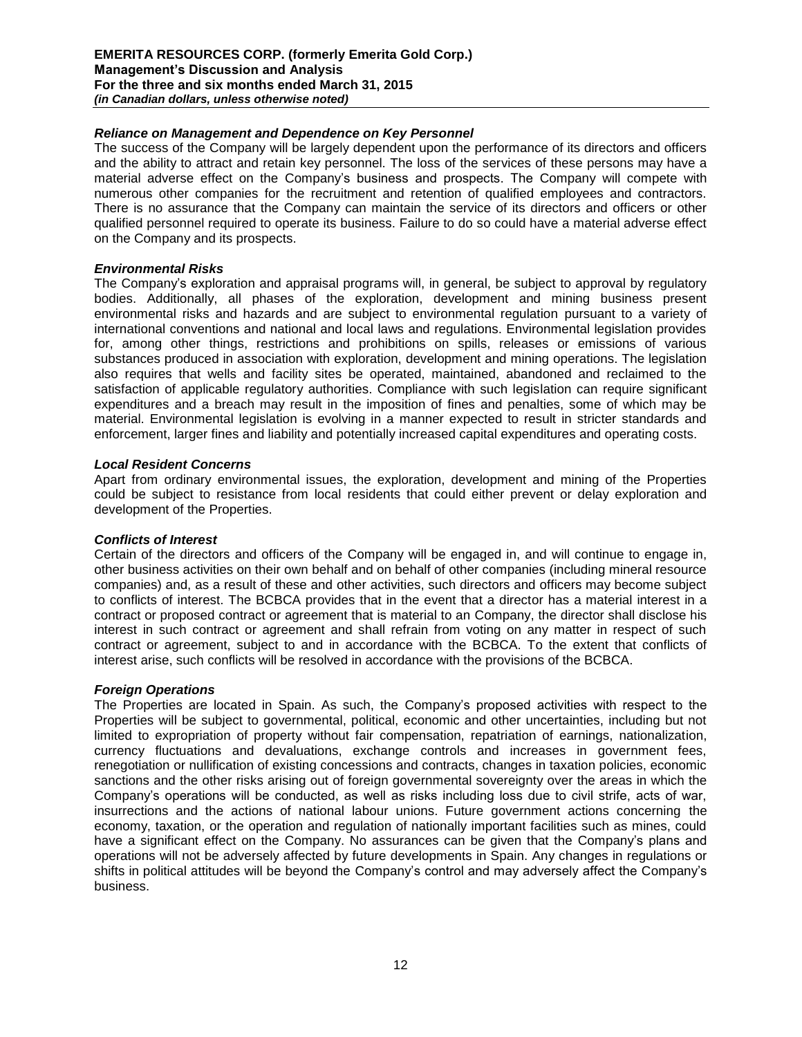### *Reliance on Management and Dependence on Key Personnel*

The success of the Company will be largely dependent upon the performance of its directors and officers and the ability to attract and retain key personnel. The loss of the services of these persons may have a material adverse effect on the Company's business and prospects. The Company will compete with numerous other companies for the recruitment and retention of qualified employees and contractors. There is no assurance that the Company can maintain the service of its directors and officers or other qualified personnel required to operate its business. Failure to do so could have a material adverse effect on the Company and its prospects.

### *Environmental Risks*

The Company's exploration and appraisal programs will, in general, be subject to approval by regulatory bodies. Additionally, all phases of the exploration, development and mining business present environmental risks and hazards and are subject to environmental regulation pursuant to a variety of international conventions and national and local laws and regulations. Environmental legislation provides for, among other things, restrictions and prohibitions on spills, releases or emissions of various substances produced in association with exploration, development and mining operations. The legislation also requires that wells and facility sites be operated, maintained, abandoned and reclaimed to the satisfaction of applicable regulatory authorities. Compliance with such legislation can require significant expenditures and a breach may result in the imposition of fines and penalties, some of which may be material. Environmental legislation is evolving in a manner expected to result in stricter standards and enforcement, larger fines and liability and potentially increased capital expenditures and operating costs.

### *Local Resident Concerns*

Apart from ordinary environmental issues, the exploration, development and mining of the Properties could be subject to resistance from local residents that could either prevent or delay exploration and development of the Properties.

### *Conflicts of Interest*

Certain of the directors and officers of the Company will be engaged in, and will continue to engage in, other business activities on their own behalf and on behalf of other companies (including mineral resource companies) and, as a result of these and other activities, such directors and officers may become subject to conflicts of interest. The BCBCA provides that in the event that a director has a material interest in a contract or proposed contract or agreement that is material to an Company, the director shall disclose his interest in such contract or agreement and shall refrain from voting on any matter in respect of such contract or agreement, subject to and in accordance with the BCBCA. To the extent that conflicts of interest arise, such conflicts will be resolved in accordance with the provisions of the BCBCA.

### *Foreign Operations*

The Properties are located in Spain. As such, the Company's proposed activities with respect to the Properties will be subject to governmental, political, economic and other uncertainties, including but not limited to expropriation of property without fair compensation, repatriation of earnings, nationalization, currency fluctuations and devaluations, exchange controls and increases in government fees, renegotiation or nullification of existing concessions and contracts, changes in taxation policies, economic sanctions and the other risks arising out of foreign governmental sovereignty over the areas in which the Company's operations will be conducted, as well as risks including loss due to civil strife, acts of war, insurrections and the actions of national labour unions. Future government actions concerning the economy, taxation, or the operation and regulation of nationally important facilities such as mines, could have a significant effect on the Company. No assurances can be given that the Company's plans and operations will not be adversely affected by future developments in Spain. Any changes in regulations or shifts in political attitudes will be beyond the Company's control and may adversely affect the Company's business.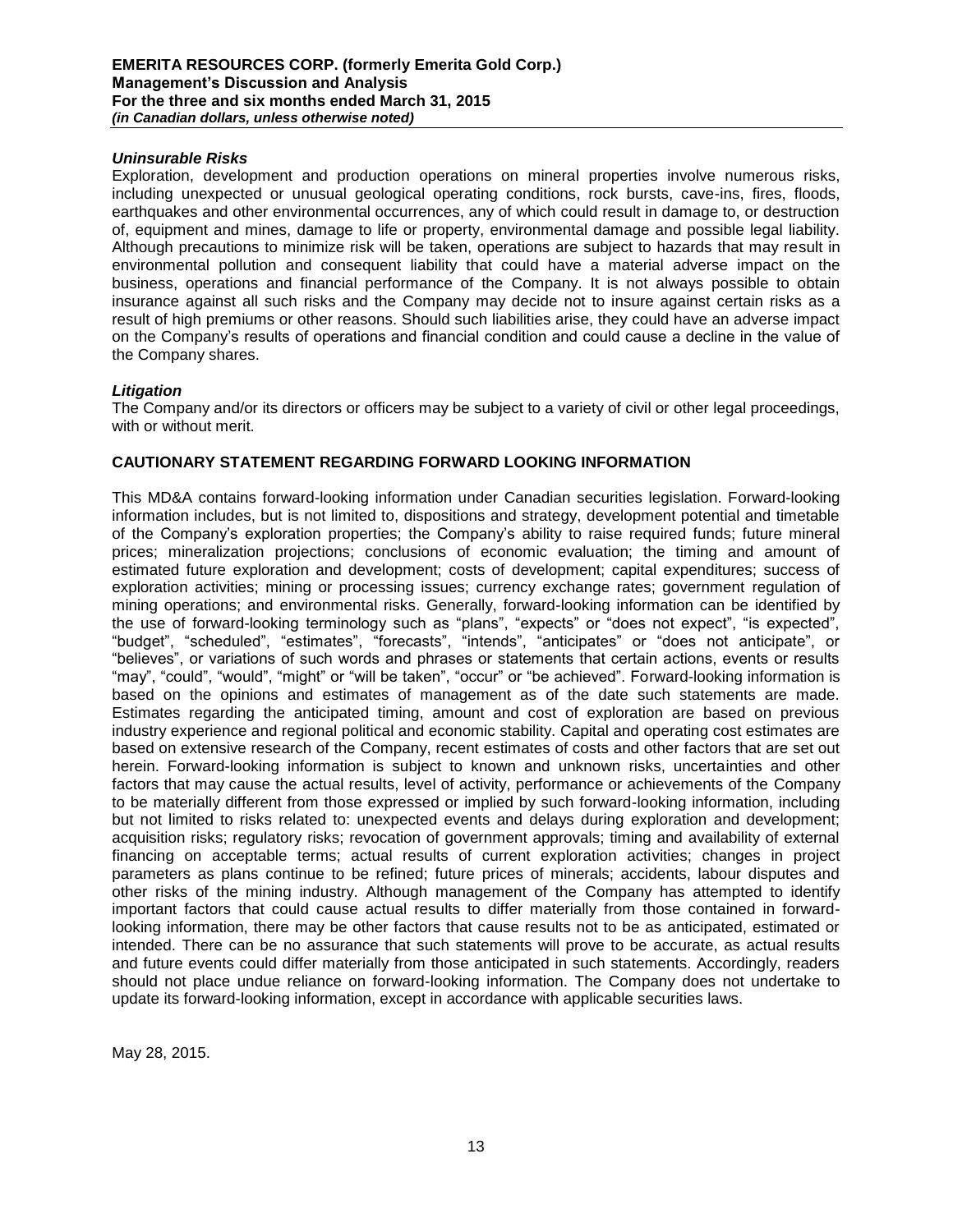### *Uninsurable Risks*

Exploration, development and production operations on mineral properties involve numerous risks, including unexpected or unusual geological operating conditions, rock bursts, cave-ins, fires, floods, earthquakes and other environmental occurrences, any of which could result in damage to, or destruction of, equipment and mines, damage to life or property, environmental damage and possible legal liability. Although precautions to minimize risk will be taken, operations are subject to hazards that may result in environmental pollution and consequent liability that could have a material adverse impact on the business, operations and financial performance of the Company. It is not always possible to obtain insurance against all such risks and the Company may decide not to insure against certain risks as a result of high premiums or other reasons. Should such liabilities arise, they could have an adverse impact on the Company's results of operations and financial condition and could cause a decline in the value of the Company shares.

### *Litigation*

The Company and/or its directors or officers may be subject to a variety of civil or other legal proceedings, with or without merit.

## CAUTIONARY STATEMENT REGARDING FORWARD LOOKING INFORMATION

This MD&A contains forward-looking information under Canadian securities legislation. Forward-looking information includes, but is not limited to, dispositions and strategy, development potential and timetable of the Company's exploration properties; the Company's ability to raise required funds; future mineral prices; mineralization projections; conclusions of economic evaluation; the timing and amount of estimated future exploration and development; costs of development; capital expenditures; success of exploration activities; mining or processing issues; currency exchange rates; government regulation of mining operations; and environmental risks. Generally, forward-looking information can be identified by the use of forward-looking terminology such as "plans", "expects" or "does not expect", "is expected", "budget", "scheduled", "estimates", "forecasts", "intends", "anticipates" or "does not anticipate", or "believes", or variations of such words and phrases or statements that certain actions, events or results "may", "could", "would", "might" or "will be taken", "occur" or "be achieved". Forward-looking information is based on the opinions and estimates of management as of the date such statements are made. Estimates regarding the anticipated timing, amount and cost of exploration are based on previous industry experience and regional political and economic stability. Capital and operating cost estimates are based on extensive research of the Company, recent estimates of costs and other factors that are set out herein. Forward-looking information is subject to known and unknown risks, uncertainties and other factors that may cause the actual results, level of activity, performance or achievements of the Company to be materially different from those expressed or implied by such forward-looking information, including but not limited to risks related to: unexpected events and delays during exploration and development; acquisition risks; regulatory risks; revocation of government approvals; timing and availability of external financing on acceptable terms; actual results of current exploration activities; changes in project parameters as plans continue to be refined; future prices of minerals; accidents, labour disputes and other risks of the mining industry. Although management of the Company has attempted to identify important factors that could cause actual results to differ materially from those contained in forward-looking information, there may be other factors that cause results not to be as anticipated, estimated or intended. There can be no assurance that such statements will prove to be accurate, as actual results and future events could differ materially from those anticipated in such statements. Accordingly, readers should not place undue reliance on forward-looking information. The Company does not undertake to update its forward-looking information, except in accordance with applicable securities laws.

May 28, 2015.